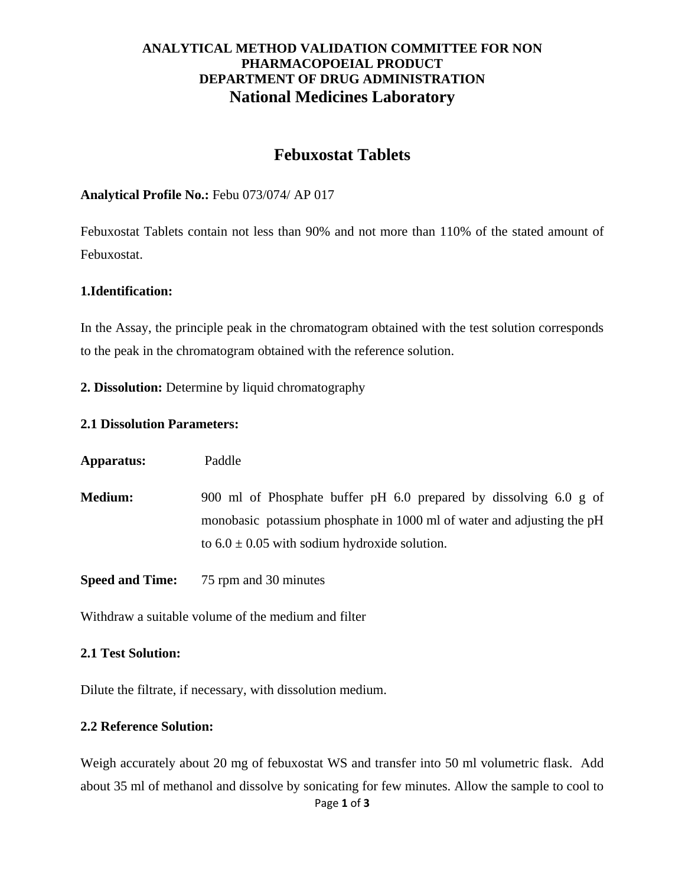**ANALYTICAL METHOD VALIDATION COMMITTEE FOR NON PHARMACOPOEIAL PRODUCT**
**DEPARTMENT OF DRUG ADMINISTRATION**
**National Medicines Laboratory**

# Febuxostat Tablets

**Analytical Profile No.:** Febu 073/074/ AP 017

Febuxostat Tablets contain not less than 90% and not more than 110% of the stated amount of Febuxostat.

**1.Identification:**

In the Assay, the principle peak in the chromatogram obtained with the test solution corresponds to the peak in the chromatogram obtained with the reference solution.

**2. Dissolution:** Determine by liquid chromatography

**2.1 Dissolution Parameters:**

**Apparatus:** Paddle

**Medium:** 900 ml of Phosphate buffer pH 6.0 prepared by dissolving 6.0 g of monobasic potassium phosphate in 1000 ml of water and adjusting the pH to 6.0 ± 0.05 with sodium hydroxide solution.

**Speed and Time:** 75 rpm and 30 minutes

Withdraw a suitable volume of the medium and filter

**2.1 Test Solution:**

Dilute the filtrate, if necessary, with dissolution medium.

**2.2 Reference Solution:**

Weigh accurately about 20 mg of febuxostat WS and transfer into 50 ml volumetric flask. Add about 35 ml of methanol and dissolve by sonicating for few minutes. Allow the sample to cool to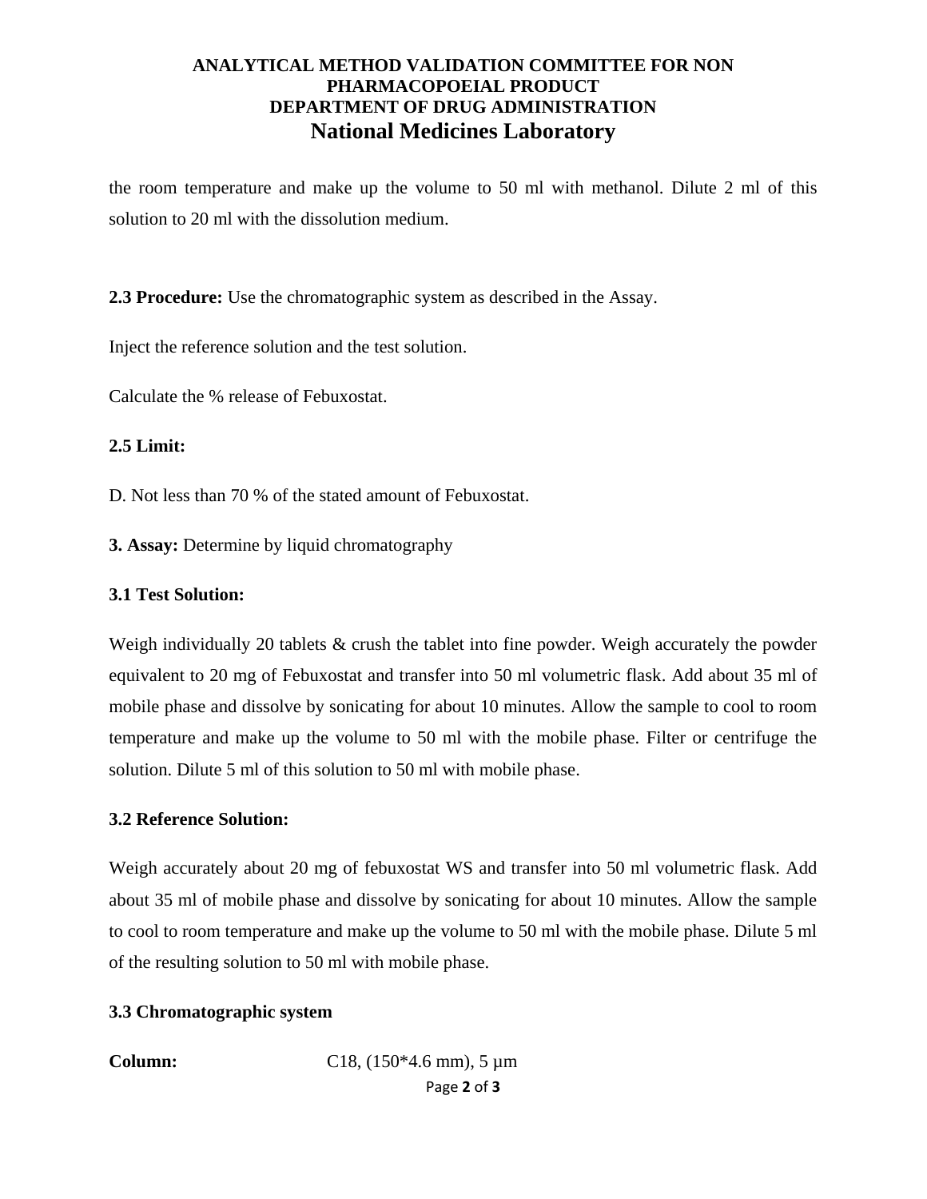the room temperature and make up the volume to 50 ml with methanol. Dilute 2 ml of this solution to 20 ml with the dissolution medium.

**2.3 Procedure:** Use the chromatographic system as described in the Assay.

Inject the reference solution and the test solution.

Calculate the % release of Febuxostat.

**2.5 Limit:**

D. Not less than 70 % of the stated amount of Febuxostat.

**3. Assay:** Determine by liquid chromatography

**3.1 Test Solution:**

Weigh individually 20 tablets & crush the tablet into fine powder. Weigh accurately the powder equivalent to 20 mg of Febuxostat and transfer into 50 ml volumetric flask. Add about 35 ml of mobile phase and dissolve by sonicating for about 10 minutes. Allow the sample to cool to room temperature and make up the volume to 50 ml with the mobile phase. Filter or centrifuge the solution. Dilute 5 ml of this solution to 50 ml with mobile phase.

**3.2 Reference Solution:**

Weigh accurately about 20 mg of febuxostat WS and transfer into 50 ml volumetric flask. Add about 35 ml of mobile phase and dissolve by sonicating for about 10 minutes. Allow the sample to cool to room temperature and make up the volume to 50 ml with the mobile phase. Dilute 5 ml of the resulting solution to 50 ml with mobile phase.

**3.3 Chromatographic system**

**Column:** C18, (150*4.6 mm), 5 µm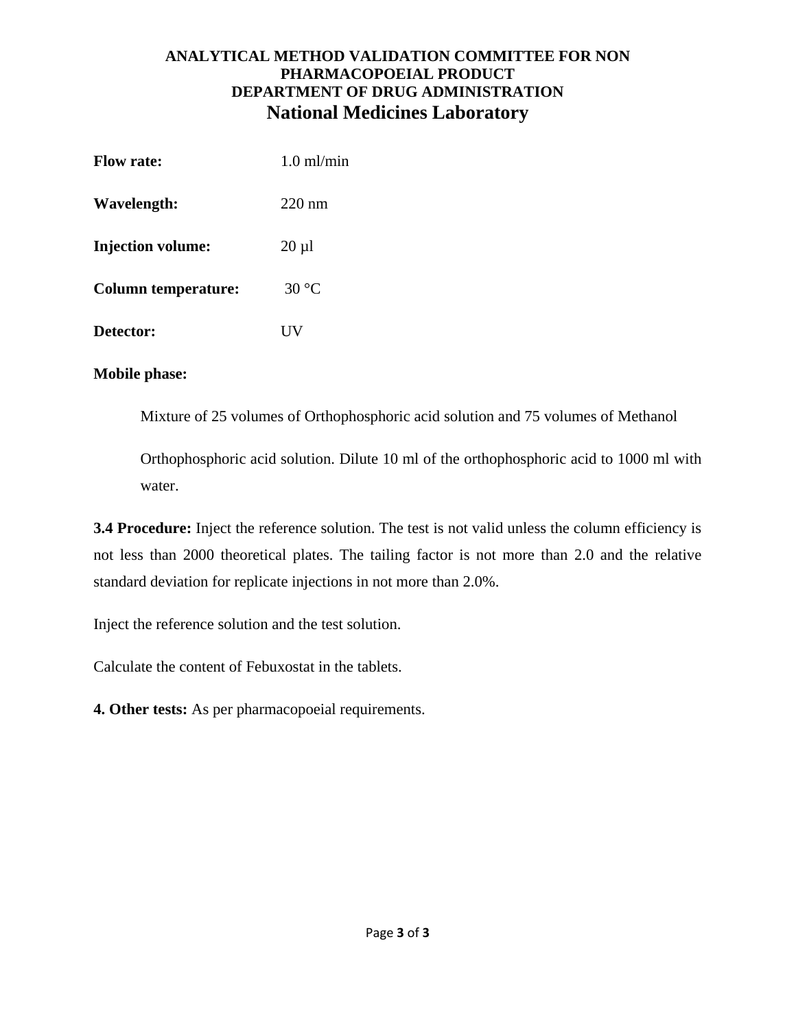**Flow rate:** 1.0 ml/min

**Wavelength:** 220 nm

**Injection volume:** 20 µl

**Column temperature:** 30 °C

**Detector:** UV

**Mobile phase:**

Mixture of 25 volumes of Orthophosphoric acid solution and 75 volumes of Methanol

Orthophosphoric acid solution. Dilute 10 ml of the orthophosphoric acid to 1000 ml with water.

**3.4 Procedure:** Inject the reference solution. The test is not valid unless the column efficiency is not less than 2000 theoretical plates. The tailing factor is not more than 2.0 and the relative standard deviation for replicate injections in not more than 2.0%.

Inject the reference solution and the test solution.

Calculate the content of Febuxostat in the tablets.

**4. Other tests:** As per pharmacopoeial requirements.